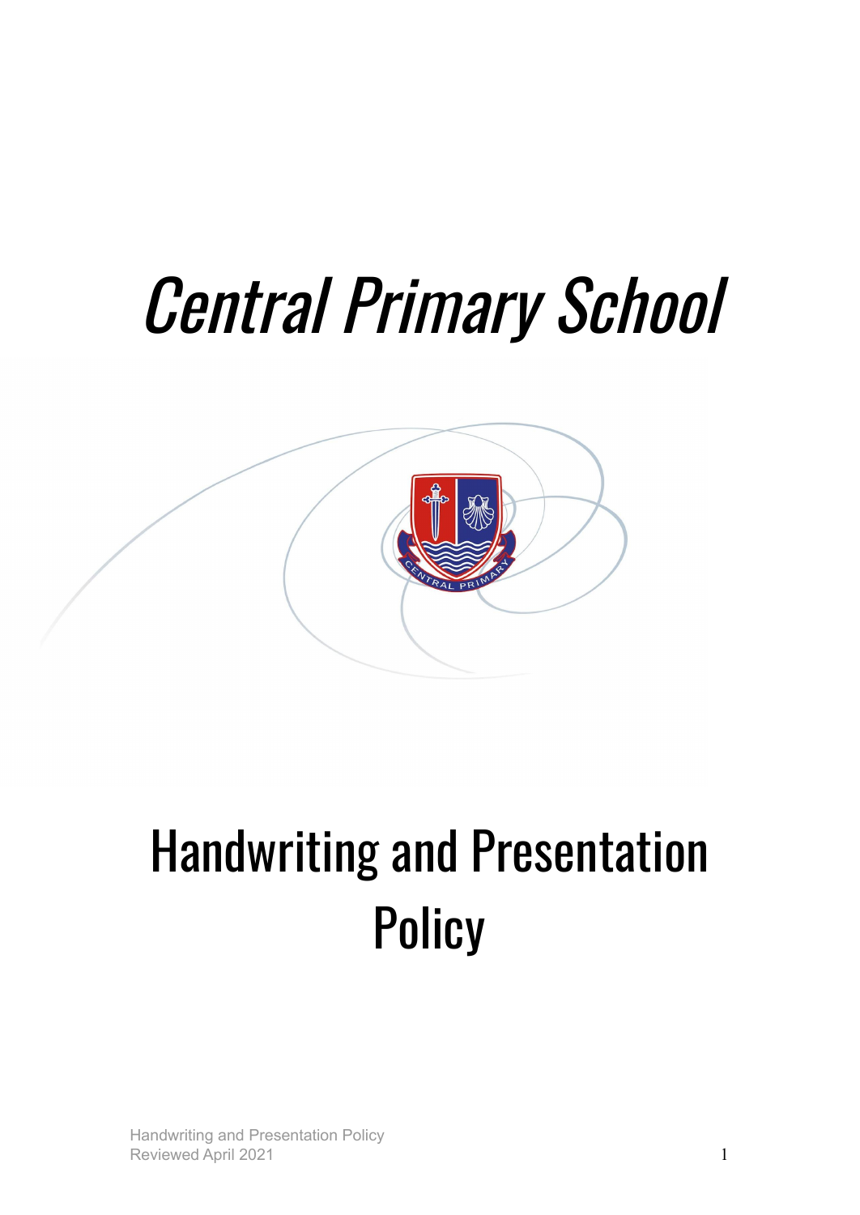# *Central Primary School*

# Handwriting and Presentation Policy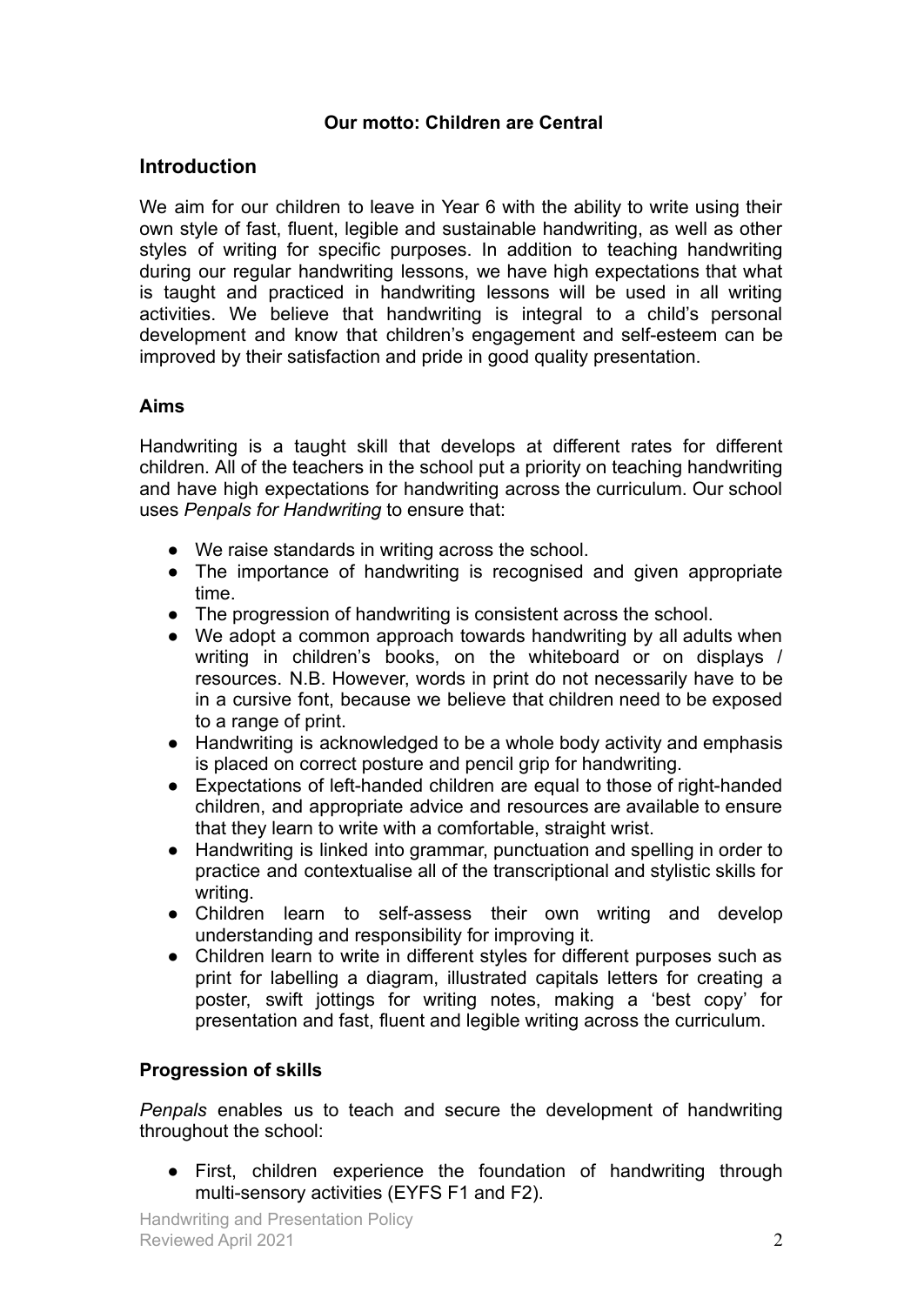**Our motto: Children are Central**

## Introduction

We aim for our children to leave in Year 6 with the ability to write using their own style of fast, fluent, legible and sustainable handwriting, as well as other styles of writing for specific purposes. In addition to teaching handwriting during our regular handwriting lessons, we have high expectations that what is taught and practiced in handwriting lessons will be used in all writing activities. We believe that handwriting is integral to a child's personal development and know that children's engagement and self-esteem can be improved by their satisfaction and pride in good quality presentation.

### Aims

Handwriting is a taught skill that develops at different rates for different children. All of the teachers in the school put a priority on teaching handwriting and have high expectations for handwriting across the curriculum. Our school uses *Penpals for Handwriting* to ensure that:

- We raise standards in writing across the school.
- The importance of handwriting is recognised and given appropriate time.
- The progression of handwriting is consistent across the school.
- We adopt a common approach towards handwriting by all adults when writing in children's books, on the whiteboard or on displays / resources. N.B. However, words in print do not necessarily have to be in a cursive font, because we believe that children need to be exposed to a range of print.
- Handwriting is acknowledged to be a whole body activity and emphasis is placed on correct posture and pencil grip for handwriting.
- Expectations of left-handed children are equal to those of right-handed children, and appropriate advice and resources are available to ensure that they learn to write with a comfortable, straight wrist.
- Handwriting is linked into grammar, punctuation and spelling in order to practice and contextualise all of the transcriptional and stylistic skills for writing.
- Children learn to self-assess their own writing and develop understanding and responsibility for improving it.
- Children learn to write in different styles for different purposes such as print for labelling a diagram, illustrated capitals letters for creating a poster, swift jottings for writing notes, making a 'best copy' for presentation and fast, fluent and legible writing across the curriculum.

### Progression of skills

*Penpals* enables us to teach and secure the development of handwriting throughout the school:

- First, children experience the foundation of handwriting through multi-sensory activities (EYFS F1 and F2).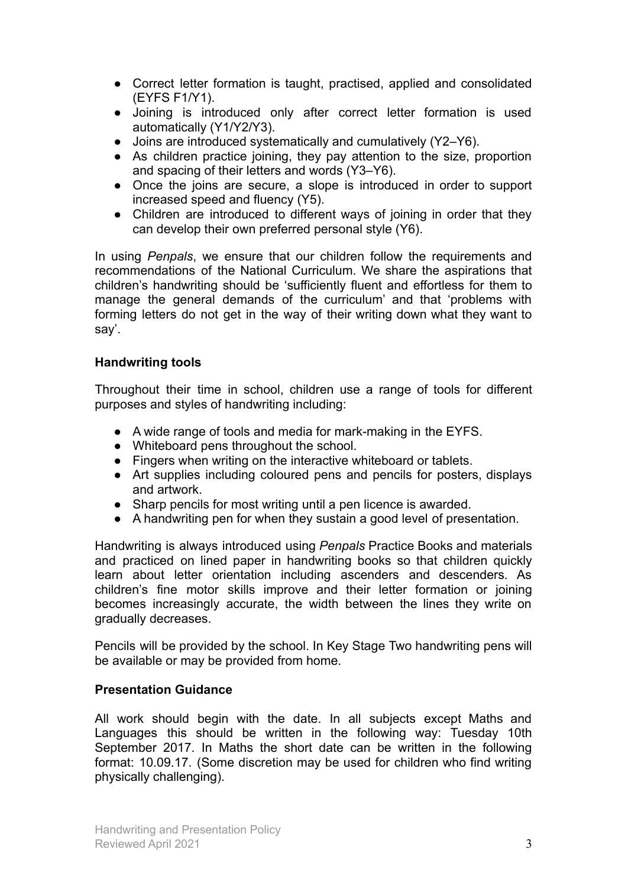- Correct letter formation is taught, practised, applied and consolidated (EYFS F1/Y1).
- Joining is introduced only after correct letter formation is used automatically (Y1/Y2/Y3).
- Joins are introduced systematically and cumulatively (Y2–Y6).
- As children practice joining, they pay attention to the size, proportion and spacing of their letters and words (Y3–Y6).
- Once the joins are secure, a slope is introduced in order to support increased speed and fluency (Y5).
- Children are introduced to different ways of joining in order that they can develop their own preferred personal style (Y6).

In using *Penpals*, we ensure that our children follow the requirements and recommendations of the National Curriculum. We share the aspirations that children's handwriting should be 'sufficiently fluent and effortless for them to manage the general demands of the curriculum' and that 'problems with forming letters do not get in the way of their writing down what they want to say'.

**Handwriting tools**

Throughout their time in school, children use a range of tools for different purposes and styles of handwriting including:

- A wide range of tools and media for mark-making in the EYFS.
- Whiteboard pens throughout the school.
- Fingers when writing on the interactive whiteboard or tablets.
- Art supplies including coloured pens and pencils for posters, displays and artwork.
- Sharp pencils for most writing until a pen licence is awarded.
- A handwriting pen for when they sustain a good level of presentation.

Handwriting is always introduced using *Penpals* Practice Books and materials and practiced on lined paper in handwriting books so that children quickly learn about letter orientation including ascenders and descenders. As children's fine motor skills improve and their letter formation or joining becomes increasingly accurate, the width between the lines they write on gradually decreases.

Pencils will be provided by the school. In Key Stage Two handwriting pens will be available or may be provided from home.

**Presentation Guidance**

All work should begin with the date. In all subjects except Maths and Languages this should be written in the following way: Tuesday 10th September 2017. In Maths the short date can be written in the following format: 10.09.17. (Some discretion may be used for children who find writing physically challenging).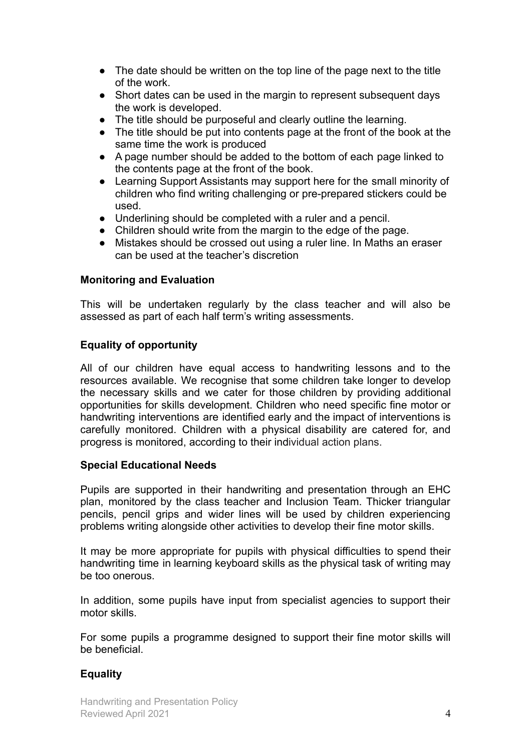- The date should be written on the top line of the page next to the title of the work.
- Short dates can be used in the margin to represent subsequent days the work is developed.
- The title should be purposeful and clearly outline the learning.
- The title should be put into contents page at the front of the book at the same time the work is produced
- A page number should be added to the bottom of each page linked to the contents page at the front of the book.
- Learning Support Assistants may support here for the small minority of children who find writing challenging or pre-prepared stickers could be used.
- Underlining should be completed with a ruler and a pencil.
- Children should write from the margin to the edge of the page.
- Mistakes should be crossed out using a ruler line. In Maths an eraser can be used at the teacher's discretion

**Monitoring and Evaluation**

This will be undertaken regularly by the class teacher and will also be assessed as part of each half term's writing assessments.

**Equality of opportunity**

All of our children have equal access to handwriting lessons and to the resources available. We recognise that some children take longer to develop the necessary skills and we cater for those children by providing additional opportunities for skills development. Children who need specific fine motor or handwriting interventions are identified early and the impact of interventions is carefully monitored. Children with a physical disability are catered for, and progress is monitored, according to their individual action plans.

**Special Educational Needs**

Pupils are supported in their handwriting and presentation through an EHC plan, monitored by the class teacher and Inclusion Team. Thicker triangular pencils, pencil grips and wider lines will be used by children experiencing problems writing alongside other activities to develop their fine motor skills.

It may be more appropriate for pupils with physical difficulties to spend their handwriting time in learning keyboard skills as the physical task of writing may be too onerous.

In addition, some pupils have input from specialist agencies to support their motor skills.

For some pupils a programme designed to support their fine motor skills will be beneficial.

**Equality**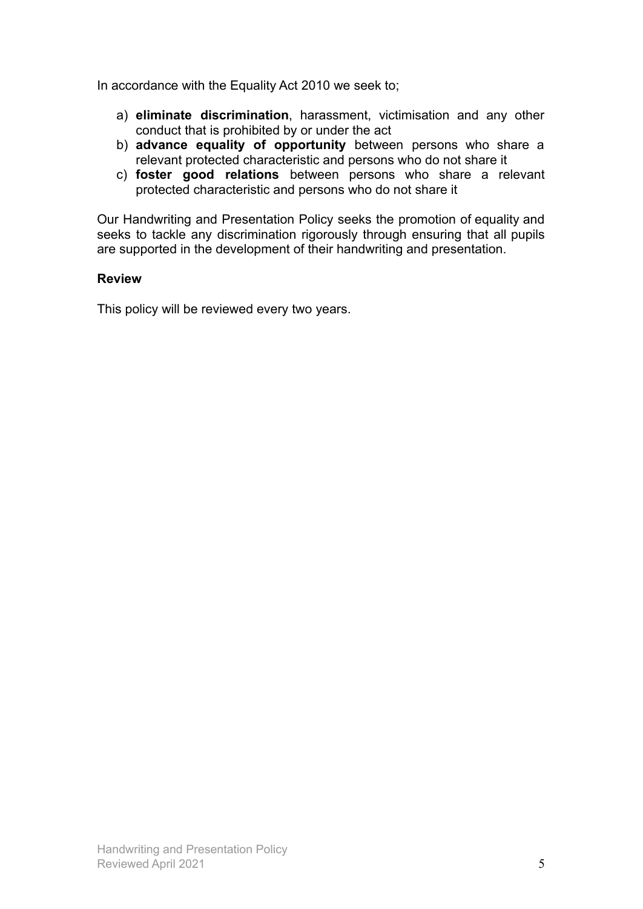In accordance with the Equality Act 2010 we seek to;

a) **eliminate discrimination**, harassment, victimisation and any other conduct that is prohibited by or under the act
b) **advance equality of opportunity** between persons who share a relevant protected characteristic and persons who do not share it
c) **foster good relations** between persons who share a relevant protected characteristic and persons who do not share it

Our Handwriting and Presentation Policy seeks the promotion of equality and seeks to tackle any discrimination rigorously through ensuring that all pupils are supported in the development of their handwriting and presentation.

**Review**

This policy will be reviewed every two years.